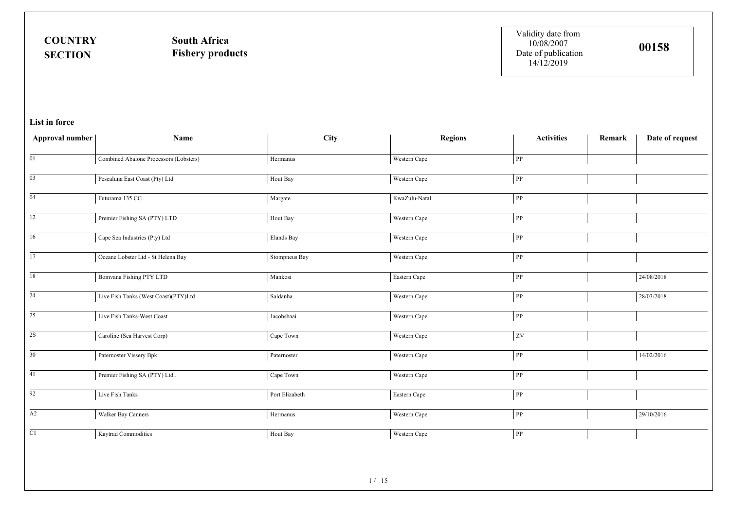**COUNTRY** South Africa

**SECTION** Fishery products

Validity date from 10/08/2007
Date of publication 14/12/2019

**00158**

**List in force**

| Approval number | Name | City | Regions | Activities | Remark | Date of request |
|---|---|---|---|---|---|---|
| 01 | Combined Abalone Processors (Lobsters) | Hermanus | Western Cape | PP | | |
| 03 | Pescaluna East Coast (Pty) Ltd | Hout Bay | Western Cape | PP | | |
| 04 | Futurama 135 CC | Margate | KwaZulu-Natal | PP | | |
| 12 | Premier Fishing SA (PTY) LTD | Hout Bay | Western Cape | PP | | |
| 16 | Cape Sea Industries (Pty) Ltd | Elands Bay | Western Cape | PP | | |
| 17 | Oceane Lobster Ltd - St Helena Bay | Stompneus Bay | Western Cape | PP | | |
| 18 | Bomvana Fishing PTY LTD | Mankosi | Eastern Cape | PP | | 24/08/2018 |
| 24 | Live Fish Tanks (West Coast)(PTY)Ltd | Saldanha | Western Cape | PP | | 28/03/2018 |
| 25 | Live Fish Tanks-West Coast | Jacobsbaai | Western Cape | PP | | |
| 2S | Caroline (Sea Harvest Corp) | Cape Town | Western Cape | ZV | | |
| 30 | Paternoster Vissery Bpk. | Paternoster | Western Cape | PP | | 14/02/2016 |
| 41 | Premier Fishing SA (PTY) Ltd . | Cape Town | Western Cape | PP | | |
| 92 | Live Fish Tanks | Port Elizabeth | Eastern Cape | PP | | |
| A2 | Walker Bay Canners | Hermanus | Western Cape | PP | | 29/10/2016 |
| C1 | Kaytrad Commodities | Hout Bay | Western Cape | PP | | |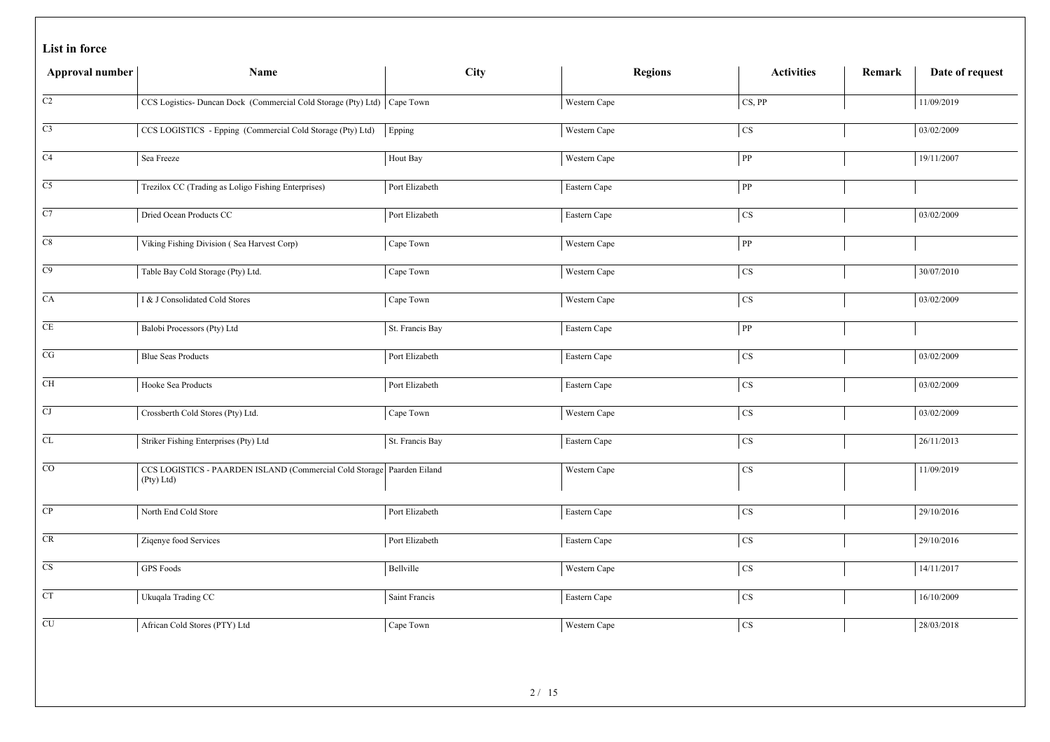**List in force**

| Approval number | Name | City | Regions | Activities | Remark | Date of request |
|---|---|---|---|---|---|---|
| C2 | CCS Logistics- Duncan Dock (Commercial Cold Storage (Pty) Ltd) | Cape Town | Western Cape | CS, PP | | 11/09/2019 |
| C3 | CCS LOGISTICS - Epping (Commercial Cold Storage (Pty) Ltd) | Epping | Western Cape | CS | | 03/02/2009 |
| C4 | Sea Freeze | Hout Bay | Western Cape | PP | | 19/11/2007 |
| C5 | Trezilox CC (Trading as Loligo Fishing Enterprises) | Port Elizabeth | Eastern Cape | PP | | |
| C7 | Dried Ocean Products CC | Port Elizabeth | Eastern Cape | CS | | 03/02/2009 |
| C8 | Viking Fishing Division ( Sea Harvest Corp) | Cape Town | Western Cape | PP | | |
| C9 | Table Bay Cold Storage (Pty) Ltd. | Cape Town | Western Cape | CS | | 30/07/2010 |
| CA | I & J Consolidated Cold Stores | Cape Town | Western Cape | CS | | 03/02/2009 |
| CE | Balobi Processors (Pty) Ltd | St. Francis Bay | Eastern Cape | PP | | |
| CG | Blue Seas Products | Port Elizabeth | Eastern Cape | CS | | 03/02/2009 |
| CH | Hooke Sea Products | Port Elizabeth | Eastern Cape | CS | | 03/02/2009 |
| CJ | Crossberth Cold Stores (Pty) Ltd. | Cape Town | Western Cape | CS | | 03/02/2009 |
| CL | Striker Fishing Enterprises (Pty) Ltd | St. Francis Bay | Eastern Cape | CS | | 26/11/2013 |
| CO | CCS LOGISTICS - PAARDEN ISLAND (Commercial Cold Storage (Pty) Ltd) | Paarden Eiland | Western Cape | CS | | 11/09/2019 |
| CP | North End Cold Store | Port Elizabeth | Eastern Cape | CS | | 29/10/2016 |
| CR | Ziqenye food Services | Port Elizabeth | Eastern Cape | CS | | 29/10/2016 |
| CS | GPS Foods | Bellville | Western Cape | CS | | 14/11/2017 |
| CT | Ukuqala Trading CC | Saint Francis | Eastern Cape | CS | | 16/10/2009 |
| CU | African Cold Stores (PTY) Ltd | Cape Town | Western Cape | CS | | 28/03/2018 |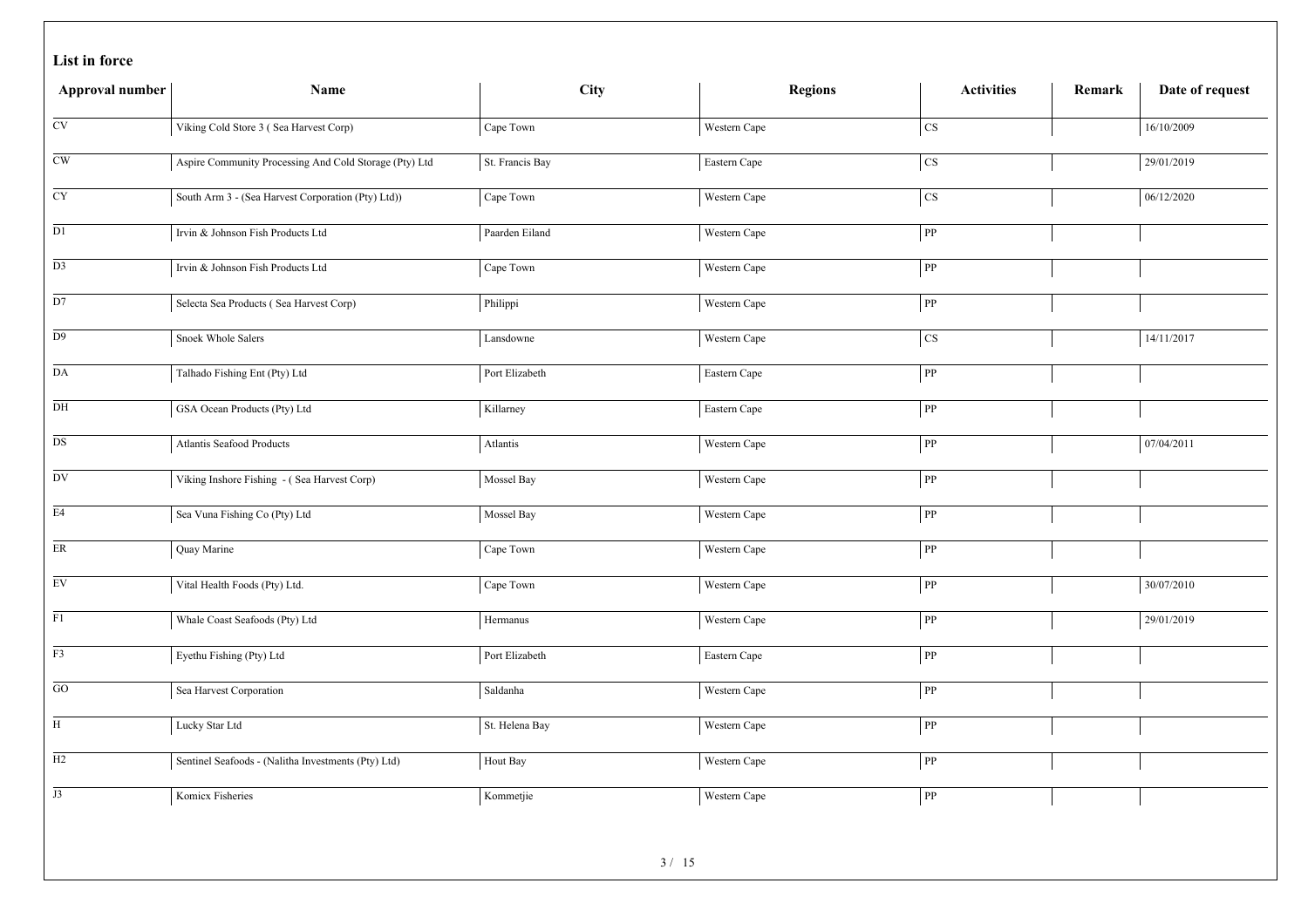**List in force**

| Approval number | Name | City | Regions | Activities | Remark | Date of request |
|---|---|---|---|---|---|---|
| CV | Viking Cold Store 3 ( Sea Harvest Corp) | Cape Town | Western Cape | CS | | 16/10/2009 |
| CW | Aspire Community Processing And Cold Storage (Pty) Ltd | St. Francis Bay | Eastern Cape | CS | | 29/01/2019 |
| CY | South Arm 3 - (Sea Harvest Corporation (Pty) Ltd)) | Cape Town | Western Cape | CS | | 06/12/2020 |
| D1 | Irvin & Johnson Fish Products Ltd | Paarden Eiland | Western Cape | PP | | |
| D3 | Irvin & Johnson Fish Products Ltd | Cape Town | Western Cape | PP | | |
| D7 | Selecta Sea Products ( Sea Harvest Corp) | Philippi | Western Cape | PP | | |
| D9 | Snoek Whole Salers | Lansdowne | Western Cape | CS | | 14/11/2017 |
| DA | Talhado Fishing Ent (Pty) Ltd | Port Elizabeth | Eastern Cape | PP | | |
| DH | GSA Ocean Products (Pty) Ltd | Killarney | Eastern Cape | PP | | |
| DS | Atlantis Seafood Products | Atlantis | Western Cape | PP | | 07/04/2011 |
| DV | Viking Inshore Fishing - ( Sea Harvest Corp) | Mossel Bay | Western Cape | PP | | |
| E4 | Sea Vuna Fishing Co (Pty) Ltd | Mossel Bay | Western Cape | PP | | |
| ER | Quay Marine | Cape Town | Western Cape | PP | | |
| EV | Vital Health Foods (Pty) Ltd. | Cape Town | Western Cape | PP | | 30/07/2010 |
| F1 | Whale Coast Seafoods (Pty) Ltd | Hermanus | Western Cape | PP | | 29/01/2019 |
| F3 | Eyethu Fishing (Pty) Ltd | Port Elizabeth | Eastern Cape | PP | | |
| GO | Sea Harvest Corporation | Saldanha | Western Cape | PP | | |
| H | Lucky Star Ltd | St. Helena Bay | Western Cape | PP | | |
| H2 | Sentinel Seafoods - (Nalitha Investments (Pty) Ltd) | Hout Bay | Western Cape | PP | | |
| J3 | Komicx Fisheries | Kommetjie | Western Cape | PP | | |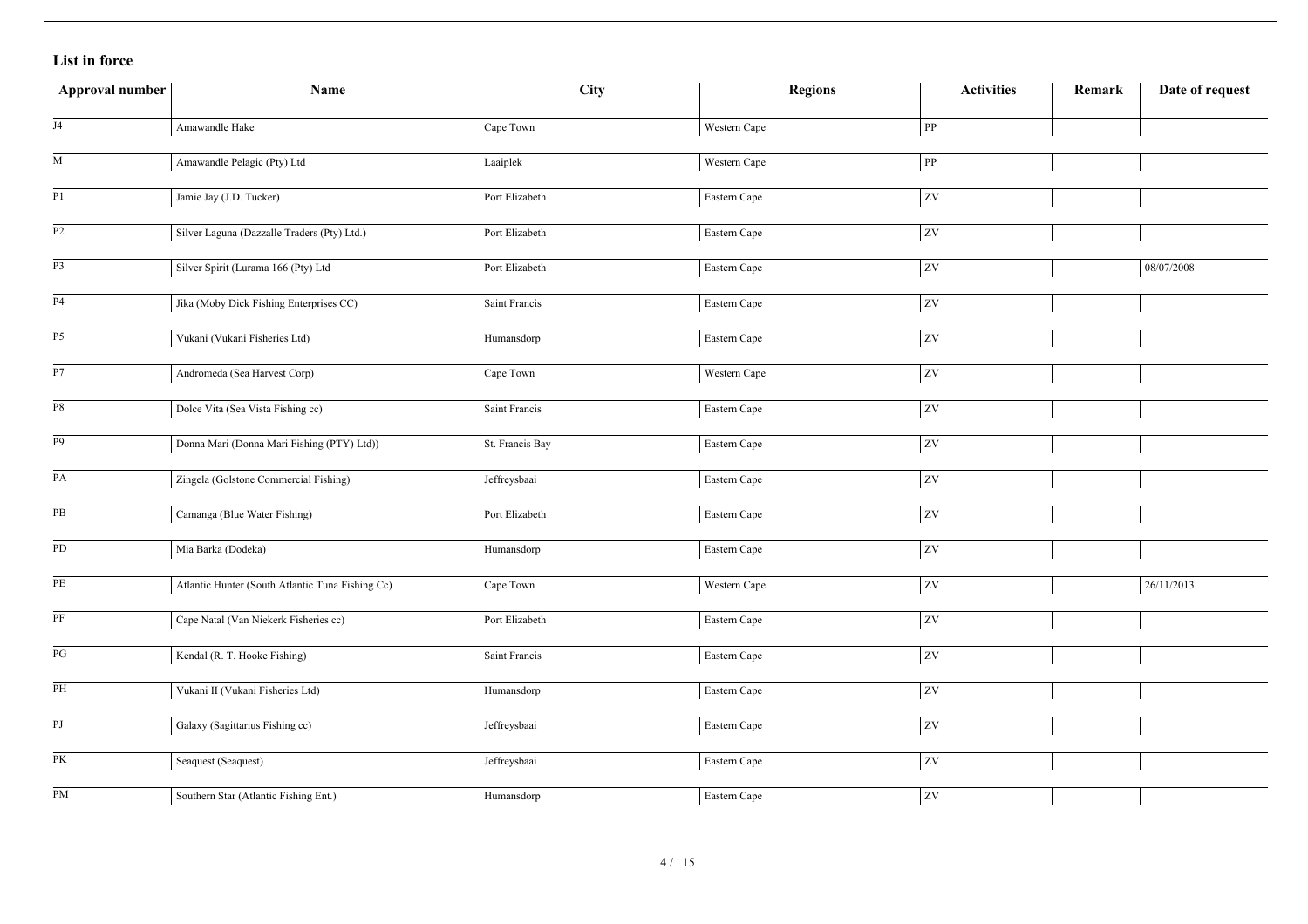## List in force

| Approval number | Name | City | Regions | Activities | Remark | Date of request |
|---|---|---|---|---|---|---|
| J4 | Amawandle Hake | Cape Town | Western Cape | PP | | |
| M | Amawandle Pelagic (Pty) Ltd | Laaiplek | Western Cape | PP | | |
| P1 | Jamie Jay (J.D. Tucker) | Port Elizabeth | Eastern Cape | ZV | | |
| P2 | Silver Laguna (Dazzalle Traders (Pty) Ltd.) | Port Elizabeth | Eastern Cape | ZV | | |
| P3 | Silver Spirit (Lurama 166 (Pty) Ltd | Port Elizabeth | Eastern Cape | ZV | | 08/07/2008 |
| P4 | Jika (Moby Dick Fishing Enterprises CC) | Saint Francis | Eastern Cape | ZV | | |
| P5 | Vukani (Vukani Fisheries Ltd) | Humansdorp | Eastern Cape | ZV | | |
| P7 | Andromeda (Sea Harvest Corp) | Cape Town | Western Cape | ZV | | |
| P8 | Dolce Vita (Sea Vista Fishing cc) | Saint Francis | Eastern Cape | ZV | | |
| P9 | Donna Mari (Donna Mari Fishing (PTY) Ltd)) | St. Francis Bay | Eastern Cape | ZV | | |
| PA | Zingela (Golstone Commercial Fishing) | Jeffreysbaai | Eastern Cape | ZV | | |
| PB | Camanga (Blue Water Fishing) | Port Elizabeth | Eastern Cape | ZV | | |
| PD | Mia Barka (Dodeka) | Humansdorp | Eastern Cape | ZV | | |
| PE | Atlantic Hunter (South Atlantic Tuna Fishing Cc) | Cape Town | Western Cape | ZV | | 26/11/2013 |
| PF | Cape Natal (Van Niekerk Fisheries cc) | Port Elizabeth | Eastern Cape | ZV | | |
| PG | Kendal (R. T. Hooke Fishing) | Saint Francis | Eastern Cape | ZV | | |
| PH | Vukani II (Vukani Fisheries Ltd) | Humansdorp | Eastern Cape | ZV | | |
| PJ | Galaxy (Sagittarius Fishing cc) | Jeffreysbaai | Eastern Cape | ZV | | |
| PK | Seaquest (Seaquest) | Jeffreysbaai | Eastern Cape | ZV | | |
| PM | Southern Star (Atlantic Fishing Ent.) | Humansdorp | Eastern Cape | ZV | | |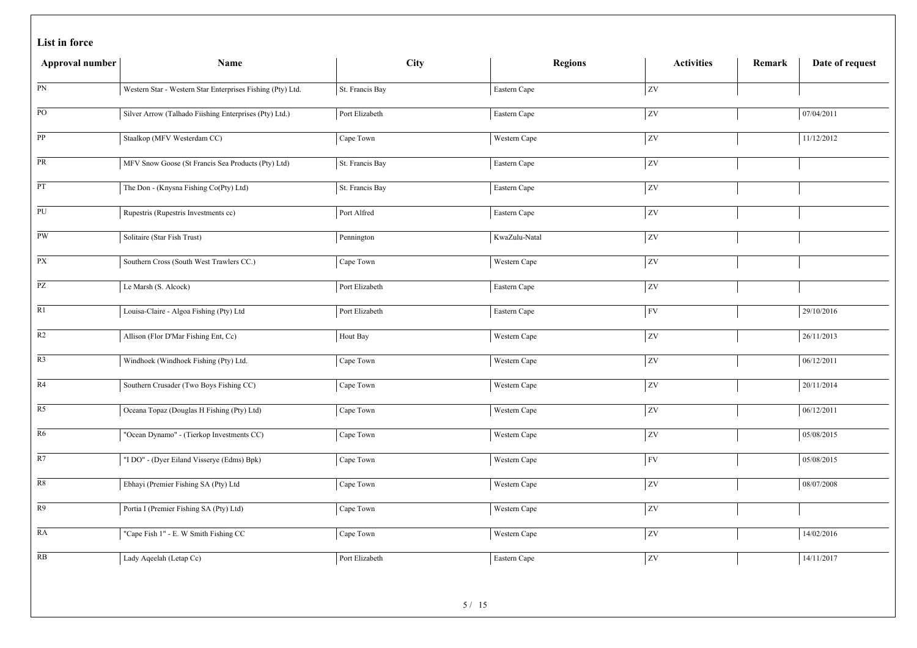**List in force**

| Approval number | Name | City | Regions | Activities | Remark | Date of request |
|---|---|---|---|---|---|---|
| PN | Western Star - Western Star Enterprises Fishing (Pty) Ltd. | St. Francis Bay | Eastern Cape | ZV | | |
| PO | Silver Arrow (Talhado Fiishing Enterprises (Pty) Ltd.) | Port Elizabeth | Eastern Cape | ZV | | 07/04/2011 |
| PP | Staalkop (MFV Westerdam CC) | Cape Town | Western Cape | ZV | | 11/12/2012 |
| PR | MFV Snow Goose (St Francis Sea Products (Pty) Ltd) | St. Francis Bay | Eastern Cape | ZV | | |
| PT | The Don - (Knysna Fishing Co(Pty) Ltd) | St. Francis Bay | Eastern Cape | ZV | | |
| PU | Rupestris (Rupestris Investments cc) | Port Alfred | Eastern Cape | ZV | | |
| PW | Solitaire (Star Fish Trust) | Pennington | KwaZulu-Natal | ZV | | |
| PX | Southern Cross (South West Trawlers CC.) | Cape Town | Western Cape | ZV | | |
| PZ | Le Marsh (S. Alcock) | Port Elizabeth | Eastern Cape | ZV | | |
| R1 | Louisa-Claire - Algoa Fishing (Pty) Ltd | Port Elizabeth | Eastern Cape | FV | | 29/10/2016 |
| R2 | Allison (Flor D'Mar Fishing Ent, Cc) | Hout Bay | Western Cape | ZV | | 26/11/2013 |
| R3 | Windhoek (Windhoek Fishing (Pty) Ltd. | Cape Town | Western Cape | ZV | | 06/12/2011 |
| R4 | Southern Crusader (Two Boys Fishing CC) | Cape Town | Western Cape | ZV | | 20/11/2014 |
| R5 | Oceana Topaz (Douglas H Fishing (Pty) Ltd) | Cape Town | Western Cape | ZV | | 06/12/2011 |
| R6 | "Ocean Dynamo" - (Tierkop Investments CC) | Cape Town | Western Cape | ZV | | 05/08/2015 |
| R7 | "I DO" - (Dyer Eiland Visserye (Edms) Bpk) | Cape Town | Western Cape | FV | | 05/08/2015 |
| R8 | Ebhayi (Premier Fishing SA (Pty) Ltd | Cape Town | Western Cape | ZV | | 08/07/2008 |
| R9 | Portia I (Premier Fishing SA (Pty) Ltd) | Cape Town | Western Cape | ZV | | |
| RA | "Cape Fish 1" - E. W Smith Fishing CC | Cape Town | Western Cape | ZV | | 14/02/2016 |
| RB | Lady Aqeelah (Letap Cc) | Port Elizabeth | Eastern Cape | ZV | | 14/11/2017 |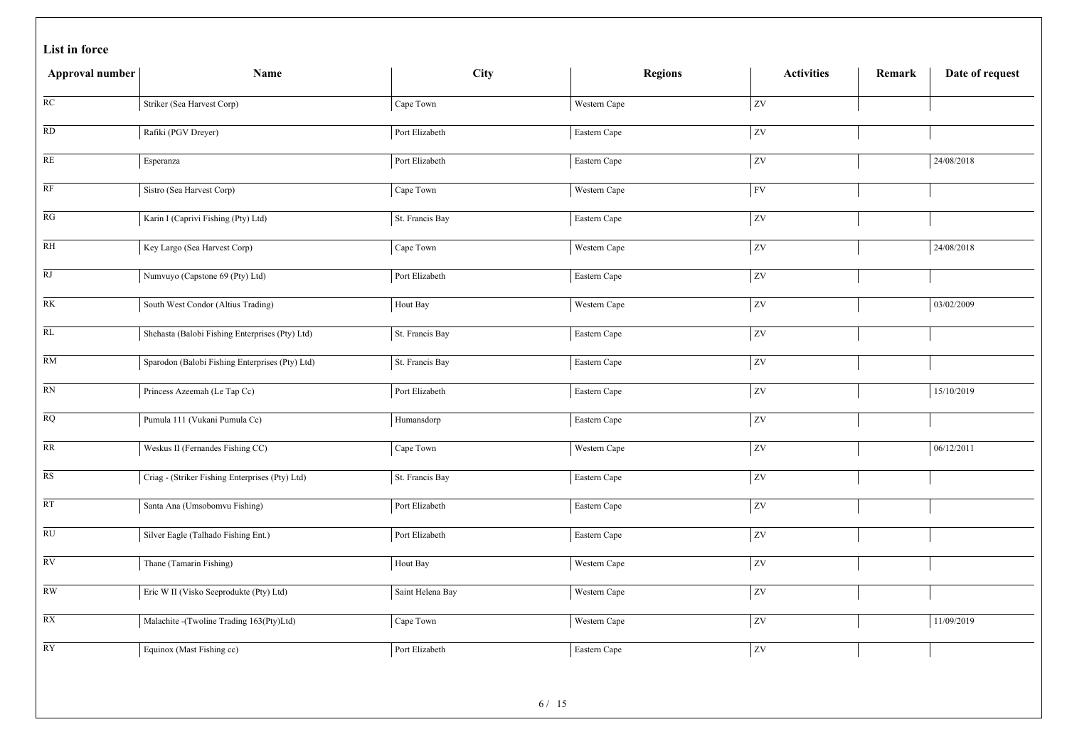**List in force**

| Approval number | Name | City | Regions | Activities | Remark | Date of request |
|---|---|---|---|---|---|---|
| RC | Striker (Sea Harvest Corp) | Cape Town | Western Cape | ZV | | |
| RD | Rafiki (PGV Dreyer) | Port Elizabeth | Eastern Cape | ZV | | |
| RE | Esperanza | Port Elizabeth | Eastern Cape | ZV | | 24/08/2018 |
| RF | Sistro (Sea Harvest Corp) | Cape Town | Western Cape | FV | | |
| RG | Karin I (Caprivi Fishing (Pty) Ltd) | St. Francis Bay | Eastern Cape | ZV | | |
| RH | Key Largo (Sea Harvest Corp) | Cape Town | Western Cape | ZV | | 24/08/2018 |
| RJ | Numvuyo (Capstone 69 (Pty) Ltd) | Port Elizabeth | Eastern Cape | ZV | | |
| RK | South West Condor (Altius Trading) | Hout Bay | Western Cape | ZV | | 03/02/2009 |
| RL | Shehasta (Balobi Fishing Enterprises (Pty) Ltd) | St. Francis Bay | Eastern Cape | ZV | | |
| RM | Sparodon (Balobi Fishing Enterprises (Pty) Ltd) | St. Francis Bay | Eastern Cape | ZV | | |
| RN | Princess Azeemah (Le Tap Cc) | Port Elizabeth | Eastern Cape | ZV | | 15/10/2019 |
| RQ | Pumula 111 (Vukani Pumula Cc) | Humansdorp | Eastern Cape | ZV | | |
| RR | Weskus II (Fernandes Fishing CC) | Cape Town | Western Cape | ZV | | 06/12/2011 |
| RS | Criag - (Striker Fishing Enterprises (Pty) Ltd) | St. Francis Bay | Eastern Cape | ZV | | |
| RT | Santa Ana (Umsobomvu Fishing) | Port Elizabeth | Eastern Cape | ZV | | |
| RU | Silver Eagle (Talhado Fishing Ent.) | Port Elizabeth | Eastern Cape | ZV | | |
| RV | Thane (Tamarin Fishing) | Hout Bay | Western Cape | ZV | | |
| RW | Eric W II (Visko Seeprodukte (Pty) Ltd) | Saint Helena Bay | Western Cape | ZV | | |
| RX | Malachite -(Twoline Trading 163(Pty)Ltd) | Cape Town | Western Cape | ZV | | 11/09/2019 |
| RY | Equinox (Mast Fishing cc) | Port Elizabeth | Eastern Cape | ZV | | |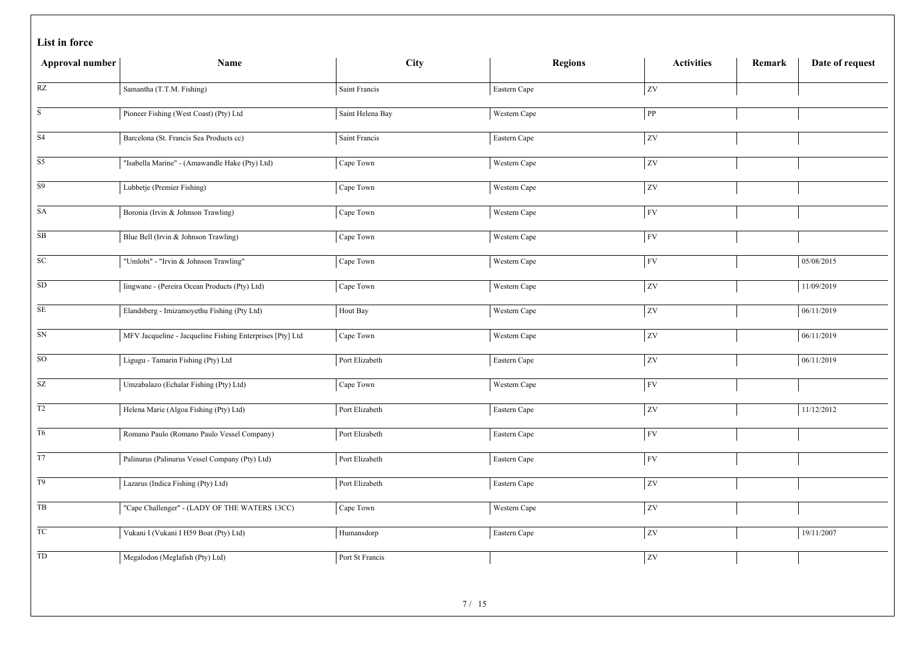**List in force**

| Approval number | Name | City | Regions | Activities | Remark | Date of request |
|---|---|---|---|---|---|---|
| RZ | Samantha (T.T.M. Fishing) | Saint Francis | Eastern Cape | ZV | | |
| S | Pioneer Fishing (West Coast) (Pty) Ltd | Saint Helena Bay | Western Cape | PP | | |
| S4 | Barcelona (St. Francis Sea Products cc) | Saint Francis | Eastern Cape | ZV | | |
| S5 | "Isabella Marine" - (Amawandle Hake (Pty) Ltd) | Cape Town | Western Cape | ZV | | |
| S9 | Lubbetje (Premier Fishing) | Cape Town | Western Cape | ZV | | |
| SA | Boronia (Irvin & Johnson Trawling) | Cape Town | Western Cape | FV | | |
| SB | Blue Bell (Irvin & Johnson Trawling) | Cape Town | Western Cape | FV | | |
| SC | "Umlobi" - "Irvin & Johnson Trawling" | Cape Town | Western Cape | FV | | 05/08/2015 |
| SD | Iingwane - (Pereira Ocean Products (Pty) Ltd) | Cape Town | Western Cape | ZV | | 11/09/2019 |
| SE | Elandsberg - Imizamoyethu Fishing (Pty Ltd) | Hout Bay | Western Cape | ZV | | 06/11/2019 |
| SN | MFV Jacqueline - Jacqueline Fishing Enterprises [Pty] Ltd | Cape Town | Western Cape | ZV | | 06/11/2019 |
| SO | Ligugu - Tamarin Fishing (Pty) Ltd | Port Elizabeth | Eastern Cape | ZV | | 06/11/2019 |
| SZ | Umzabalazo (Echalar Fishing (Pty) Ltd) | Cape Town | Western Cape | FV | | |
| T2 | Helena Marie (Algoa Fishing (Pty) Ltd) | Port Elizabeth | Eastern Cape | ZV | | 11/12/2012 |
| T6 | Romano Paulo (Romano Paulo Vessel Company) | Port Elizabeth | Eastern Cape | FV | | |
| T7 | Palinurus (Palinurus Vessel Company (Pty) Ltd) | Port Elizabeth | Eastern Cape | FV | | |
| T9 | Lazarus (Indica Fishing (Pty) Ltd) | Port Elizabeth | Eastern Cape | ZV | | |
| TB | "Cape Challenger" - (LADY OF THE WATERS 13CC) | Cape Town | Western Cape | ZV | | |
| TC | Vukani I (Vukani I H59 Boat (Pty) Ltd) | Humansdorp | Eastern Cape | ZV | | 19/11/2007 |
| TD | Megalodon (Meglafish (Pty) Ltd) | Port St Francis | | ZV | | |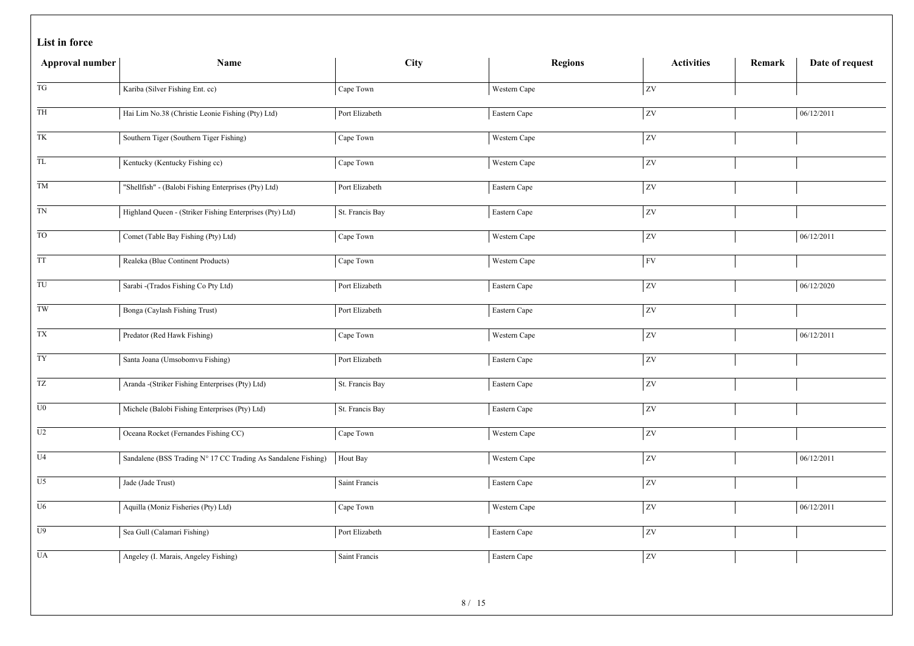**List in force**

| Approval number | Name | City | Regions | Activities | Remark | Date of request |
|---|---|---|---|---|---|---|
| TG | Kariba (Silver Fishing Ent. cc) | Cape Town | Western Cape | ZV | | |
| TH | Hai Lim No.38 (Christie Leonie Fishing (Pty) Ltd) | Port Elizabeth | Eastern Cape | ZV | | 06/12/2011 |
| TK | Southern Tiger (Southern Tiger Fishing) | Cape Town | Western Cape | ZV | | |
| TL | Kentucky (Kentucky Fishing cc) | Cape Town | Western Cape | ZV | | |
| TM | "Shellfish" - (Balobi Fishing Enterprises (Pty) Ltd) | Port Elizabeth | Eastern Cape | ZV | | |
| TN | Highland Queen - (Striker Fishing Enterprises (Pty) Ltd) | St. Francis Bay | Eastern Cape | ZV | | |
| TO | Comet (Table Bay Fishing (Pty) Ltd) | Cape Town | Western Cape | ZV | | 06/12/2011 |
| TT | Realeka (Blue Continent Products) | Cape Town | Western Cape | FV | | |
| TU | Sarabi -(Trados Fishing Co Pty Ltd) | Port Elizabeth | Eastern Cape | ZV | | 06/12/2020 |
| TW | Bonga (Caylash Fishing Trust) | Port Elizabeth | Eastern Cape | ZV | | |
| TX | Predator (Red Hawk Fishing) | Cape Town | Western Cape | ZV | | 06/12/2011 |
| TY | Santa Joana (Umsobomvu Fishing) | Port Elizabeth | Eastern Cape | ZV | | |
| TZ | Aranda -(Striker Fishing Enterprises (Pty) Ltd) | St. Francis Bay | Eastern Cape | ZV | | |
| U0 | Michele (Balobi Fishing Enterprises (Pty) Ltd) | St. Francis Bay | Eastern Cape | ZV | | |
| U2 | Oceana Rocket (Fernandes Fishing CC) | Cape Town | Western Cape | ZV | | |
| U4 | Sandalene (BSS Trading N° 17 CC Trading As Sandalene Fishing) | Hout Bay | Western Cape | ZV | | 06/12/2011 |
| U5 | Jade (Jade Trust) | Saint Francis | Eastern Cape | ZV | | |
| U6 | Aquilla (Moniz Fisheries (Pty) Ltd) | Cape Town | Western Cape | ZV | | 06/12/2011 |
| U9 | Sea Gull (Calamari Fishing) | Port Elizabeth | Eastern Cape | ZV | | |
| UA | Angeley (I. Marais, Angeley Fishing) | Saint Francis | Eastern Cape | ZV | | |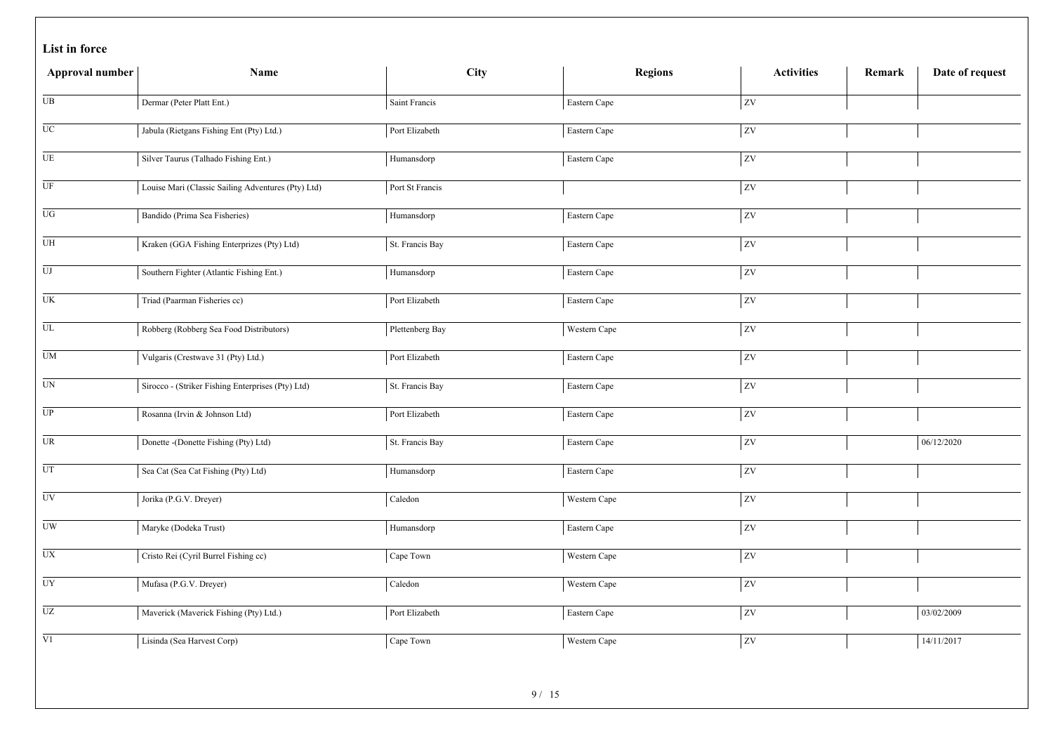**List in force**

| Approval number | Name | City | Regions | Activities | Remark | Date of request |
|---|---|---|---|---|---|---|
| UB | Dermar (Peter Platt Ent.) | Saint Francis | Eastern Cape | ZV | | |
| UC | Jabula (Rietgans Fishing Ent (Pty) Ltd.) | Port Elizabeth | Eastern Cape | ZV | | |
| UE | Silver Taurus (Talhado Fishing Ent.) | Humansdorp | Eastern Cape | ZV | | |
| UF | Louise Mari (Classic Sailing Adventures (Pty) Ltd) | Port St Francis | | ZV | | |
| UG | Bandido (Prima Sea Fisheries) | Humansdorp | Eastern Cape | ZV | | |
| UH | Kraken (GGA Fishing Enterprizes (Pty) Ltd) | St. Francis Bay | Eastern Cape | ZV | | |
| UJ | Southern Fighter (Atlantic Fishing Ent.) | Humansdorp | Eastern Cape | ZV | | |
| UK | Triad (Paarman Fisheries cc) | Port Elizabeth | Eastern Cape | ZV | | |
| UL | Robberg (Robberg Sea Food Distributors) | Plettenberg Bay | Western Cape | ZV | | |
| UM | Vulgaris (Crestwave 31 (Pty) Ltd.) | Port Elizabeth | Eastern Cape | ZV | | |
| UN | Sirocco - (Striker Fishing Enterprises (Pty) Ltd) | St. Francis Bay | Eastern Cape | ZV | | |
| UP | Rosanna (Irvin & Johnson Ltd) | Port Elizabeth | Eastern Cape | ZV | | |
| UR | Donette -(Donette Fishing (Pty) Ltd) | St. Francis Bay | Eastern Cape | ZV | | 06/12/2020 |
| UT | Sea Cat (Sea Cat Fishing (Pty) Ltd) | Humansdorp | Eastern Cape | ZV | | |
| UV | Jorika (P.G.V. Dreyer) | Caledon | Western Cape | ZV | | |
| UW | Maryke (Dodeka Trust) | Humansdorp | Eastern Cape | ZV | | |
| UX | Cristo Rei (Cyril Burrel Fishing cc) | Cape Town | Western Cape | ZV | | |
| UY | Mufasa (P.G.V. Dreyer) | Caledon | Western Cape | ZV | | |
| UZ | Maverick (Maverick Fishing (Pty) Ltd.) | Port Elizabeth | Eastern Cape | ZV | | 03/02/2009 |
| V1 | Lisinda (Sea Harvest Corp) | Cape Town | Western Cape | ZV | | 14/11/2017 |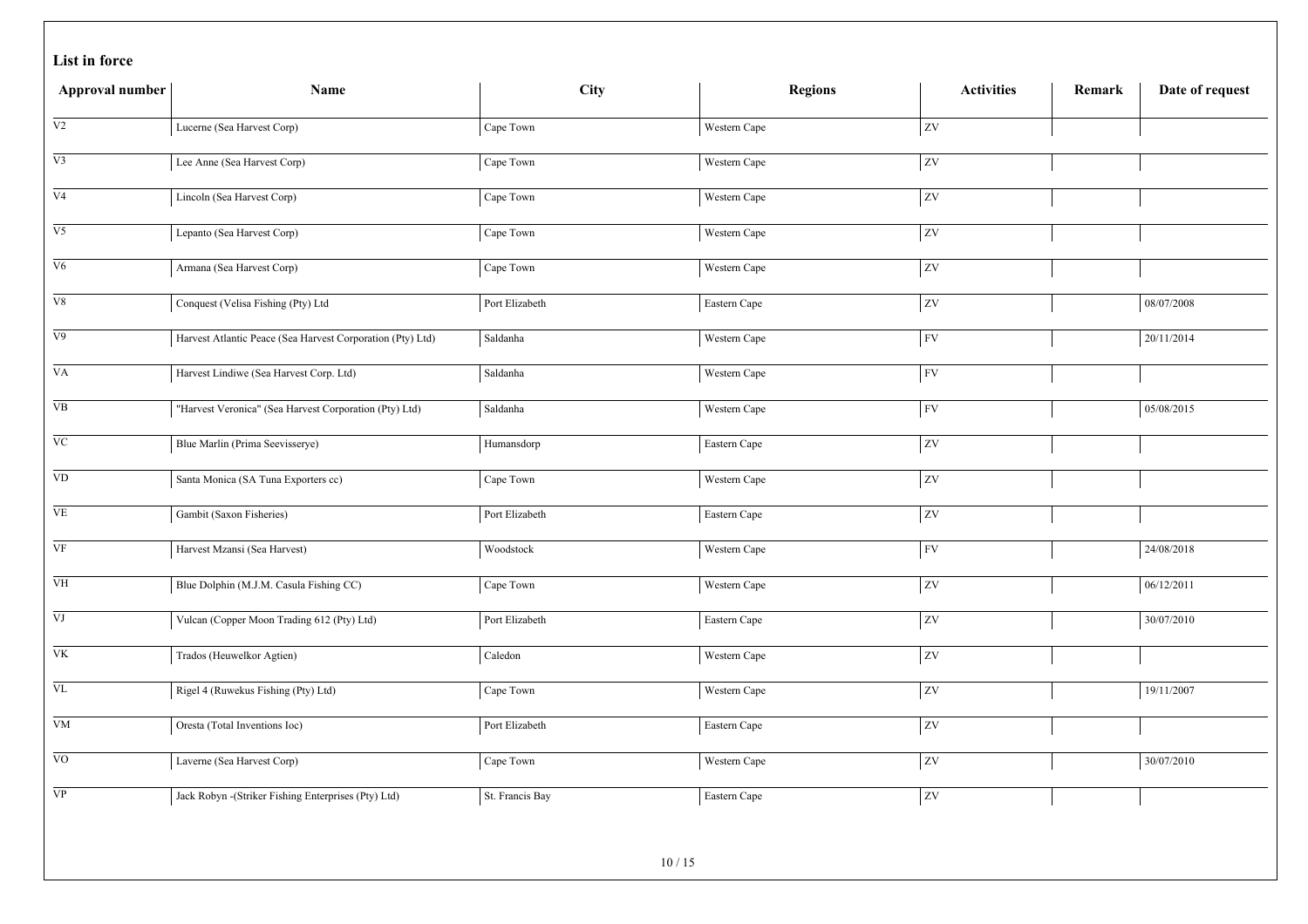**List in force**

| Approval number | Name | City | Regions | Activities | Remark | Date of request |
|---|---|---|---|---|---|---|
| V2 | Lucerne (Sea Harvest Corp) | Cape Town | Western Cape | ZV | | |
| V3 | Lee Anne (Sea Harvest Corp) | Cape Town | Western Cape | ZV | | |
| V4 | Lincoln (Sea Harvest Corp) | Cape Town | Western Cape | ZV | | |
| V5 | Lepanto (Sea Harvest Corp) | Cape Town | Western Cape | ZV | | |
| V6 | Armana (Sea Harvest Corp) | Cape Town | Western Cape | ZV | | |
| V8 | Conquest (Velisa Fishing (Pty) Ltd | Port Elizabeth | Eastern Cape | ZV | | 08/07/2008 |
| V9 | Harvest Atlantic Peace (Sea Harvest Corporation (Pty) Ltd) | Saldanha | Western Cape | FV | | 20/11/2014 |
| VA | Harvest Lindiwe (Sea Harvest Corp. Ltd) | Saldanha | Western Cape | FV | | |
| VB | "Harvest Veronica" (Sea Harvest Corporation (Pty) Ltd) | Saldanha | Western Cape | FV | | 05/08/2015 |
| VC | Blue Marlin (Prima Seevisserye) | Humansdorp | Eastern Cape | ZV | | |
| VD | Santa Monica (SA Tuna Exporters cc) | Cape Town | Western Cape | ZV | | |
| VE | Gambit (Saxon Fisheries) | Port Elizabeth | Eastern Cape | ZV | | |
| VF | Harvest Mzansi (Sea Harvest) | Woodstock | Western Cape | FV | | 24/08/2018 |
| VH | Blue Dolphin (M.J.M. Casula Fishing CC) | Cape Town | Western Cape | ZV | | 06/12/2011 |
| VJ | Vulcan (Copper Moon Trading 612 (Pty) Ltd) | Port Elizabeth | Eastern Cape | ZV | | 30/07/2010 |
| VK | Trados (Heuwelkor Agtien) | Caledon | Western Cape | ZV | | |
| VL | Rigel 4 (Ruwekus Fishing (Pty) Ltd) | Cape Town | Western Cape | ZV | | 19/11/2007 |
| VM | Oresta (Total Inventions Ioc) | Port Elizabeth | Eastern Cape | ZV | | |
| VO | Laverne (Sea Harvest Corp) | Cape Town | Western Cape | ZV | | 30/07/2010 |
| VP | Jack Robyn -(Striker Fishing Enterprises (Pty) Ltd) | St. Francis Bay | Eastern Cape | ZV | | |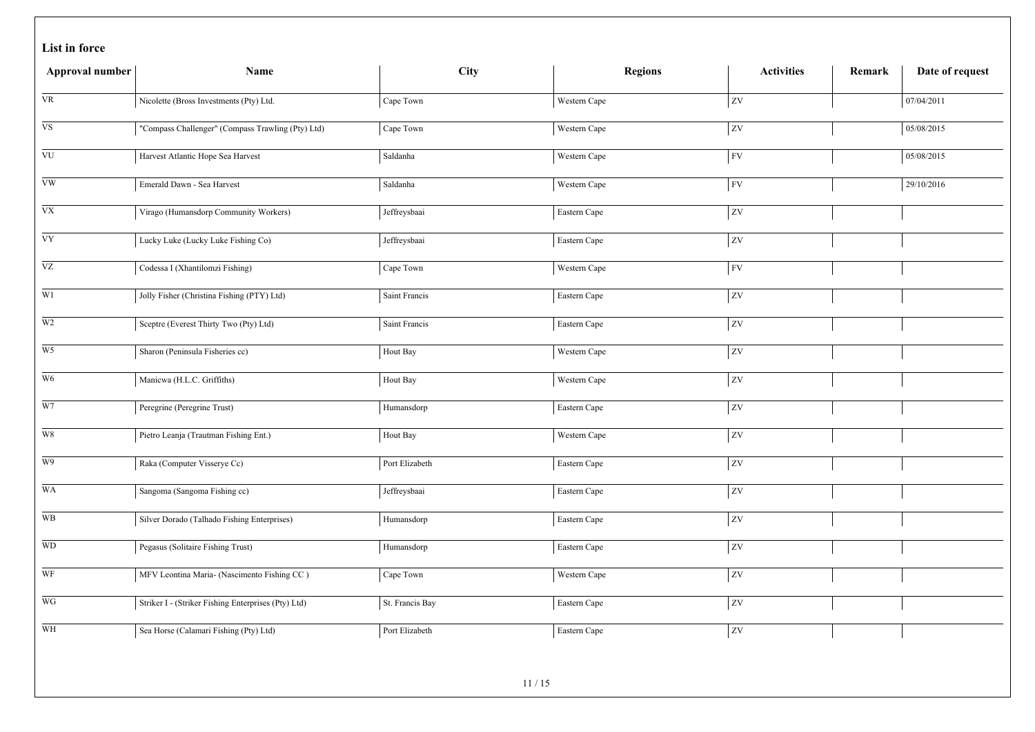**List in force**

| Approval number | Name | City | Regions | Activities | Remark | Date of request |
| --- | --- | --- | --- | --- | --- | --- |
| VR | Nicolette (Bross Investments (Pty) Ltd. | Cape Town | Western Cape | ZV | | 07/04/2011 |
| VS | "Compass Challenger" (Compass Trawling (Pty) Ltd) | Cape Town | Western Cape | ZV | | 05/08/2015 |
| VU | Harvest Atlantic Hope Sea Harvest | Saldanha | Western Cape | FV | | 05/08/2015 |
| VW | Emerald Dawn - Sea Harvest | Saldanha | Western Cape | FV | | 29/10/2016 |
| VX | Virago (Humansdorp Community Workers) | Jeffreysbaai | Eastern Cape | ZV | | |
| VY | Lucky Luke (Lucky Luke Fishing Co) | Jeffreysbaai | Eastern Cape | ZV | | |
| VZ | Codessa I (Xhantilomzi Fishing) | Cape Town | Western Cape | FV | | |
| W1 | Jolly Fisher (Christina Fishing (PTY) Ltd) | Saint Francis | Eastern Cape | ZV | | |
| W2 | Sceptre (Everest Thirty Two (Pty) Ltd) | Saint Francis | Eastern Cape | ZV | | |
| W5 | Sharon (Peninsula Fisheries cc) | Hout Bay | Western Cape | ZV | | |
| W6 | Manicwa (H.L.C. Griffiths) | Hout Bay | Western Cape | ZV | | |
| W7 | Peregrine (Peregrine Trust) | Humansdorp | Eastern Cape | ZV | | |
| W8 | Pietro Leanja (Trautman Fishing Ent.) | Hout Bay | Western Cape | ZV | | |
| W9 | Raka (Computer Visserye Cc) | Port Elizabeth | Eastern Cape | ZV | | |
| WA | Sangoma (Sangoma Fishing cc) | Jeffreysbaai | Eastern Cape | ZV | | |
| WB | Silver Dorado (Talhado Fishing Enterprises) | Humansdorp | Eastern Cape | ZV | | |
| WD | Pegasus (Solitaire Fishing Trust) | Humansdorp | Eastern Cape | ZV | | |
| WF | MFV Leontina Maria- (Nascimento Fishing CC ) | Cape Town | Western Cape | ZV | | |
| WG | Striker I - (Striker Fishing Enterprises (Pty) Ltd) | St. Francis Bay | Eastern Cape | ZV | | |
| WH | Sea Horse (Calamari Fishing (Pty) Ltd) | Port Elizabeth | Eastern Cape | ZV | | |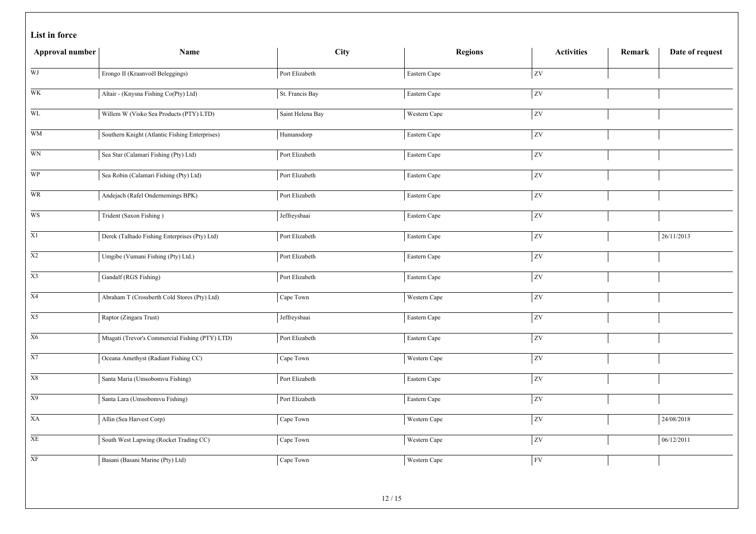**List in force**

| Approval number | Name | City | Regions | Activities | Remark | Date of request |
|---|---|---|---|---|---|---|
| WJ | Erongo II (Kraanvoël Beleggings) | Port Elizabeth | Eastern Cape | ZV | | |
| WK | Altair - (Knysna Fishing Co(Pty) Ltd) | St. Francis Bay | Eastern Cape | ZV | | |
| WL | Willem W (Visko Sea Products (PTY) LTD) | Saint Helena Bay | Western Cape | ZV | | |
| WM | Southern Knight (Atlantic Fishing Enterprises) | Humansdorp | Eastern Cape | ZV | | |
| WN | Sea Star (Calamari Fishing (Pty) Ltd) | Port Elizabeth | Eastern Cape | ZV | | |
| WP | Sea Robin (Calamari Fishing (Pty) Ltd) | Port Elizabeth | Eastern Cape | ZV | | |
| WR | Andejach (Rafel Ondernemings BPK) | Port Elizabeth | Eastern Cape | ZV | | |
| WS | Trident (Saxon Fishing ) | Jeffreysbaai | Eastern Cape | ZV | | |
| X1 | Derek (Talhado Fishing Enterprises (Pty) Ltd) | Port Elizabeth | Eastern Cape | ZV | | 26/11/2013 |
| X2 | Umgibe (Vumani Fishing (Pty) Ltd.) | Port Elizabeth | Eastern Cape | ZV | | |
| X3 | Gandalf (RGS Fishing) | Port Elizabeth | Eastern Cape | ZV | | |
| X4 | Abraham T (Crossberth Cold Stores (Pty) Ltd) | Cape Town | Western Cape | ZV | | |
| X5 | Raptor (Zingara Trust) | Jeffreysbaai | Eastern Cape | ZV | | |
| X6 | Mtagati (Trevor's Commercial Fishing (PTY) LTD) | Port Elizabeth | Eastern Cape | ZV | | |
| X7 | Oceana Amethyst (Radiant Fishing CC) | Cape Town | Western Cape | ZV | | |
| X8 | Santa Maria (Umsobomvu Fishing) | Port Elizabeth | Eastern Cape | ZV | | |
| X9 | Santa Lara (Umsobomvu Fishing) | Port Elizabeth | Eastern Cape | ZV | | |
| XA | Allin (Sea Harvest Corp) | Cape Town | Western Cape | ZV | | 24/08/2018 |
| XE | South West Lapwing (Rocket Trading CC) | Cape Town | Western Cape | ZV | | 06/12/2011 |
| XF | Basani (Basani Marine (Pty) Ltd) | Cape Town | Western Cape | FV | | |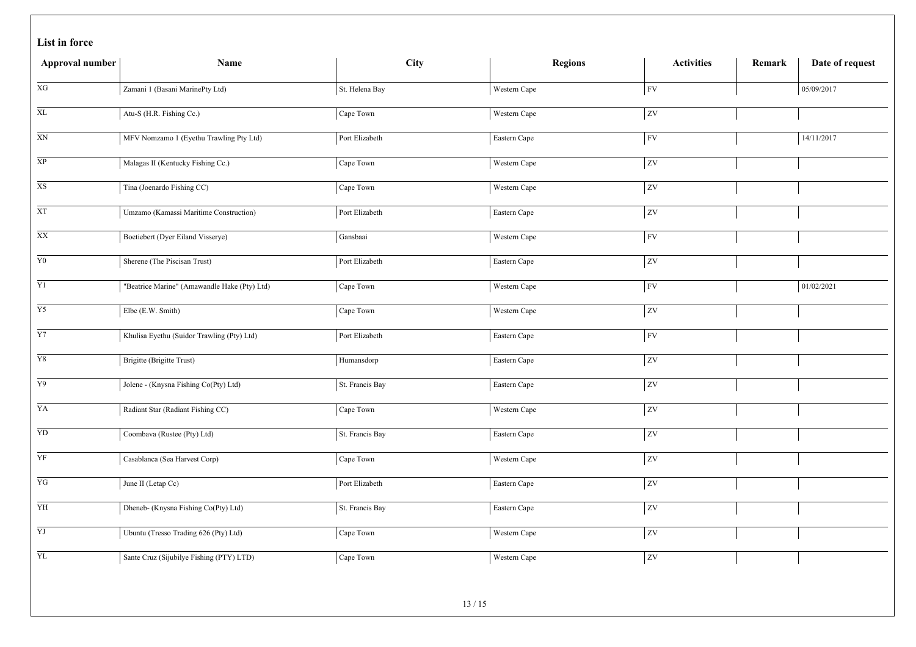**List in force**

| Approval number | Name | City | Regions | Activities | Remark | Date of request |
|---|---|---|---|---|---|---|
| XG | Zamani 1 (Basani MarinePty Ltd) | St. Helena Bay | Western Cape | FV | | 05/09/2017 |
| XL | Atu-S (H.R. Fishing Cc.) | Cape Town | Western Cape | ZV | | |
| XN | MFV Nomzamo 1 (Eyethu Trawling Pty Ltd) | Port Elizabeth | Eastern Cape | FV | | 14/11/2017 |
| XP | Malagas II (Kentucky Fishing Cc.) | Cape Town | Western Cape | ZV | | |
| XS | Tina (Joenardo Fishing CC) | Cape Town | Western Cape | ZV | | |
| XT | Umzamo (Kamassi Maritime Construction) | Port Elizabeth | Eastern Cape | ZV | | |
| XX | Boetiebert (Dyer Eiland Visserye) | Gansbaai | Western Cape | FV | | |
| Y0 | Sherene (The Piscisan Trust) | Port Elizabeth | Eastern Cape | ZV | | |
| Y1 | "Beatrice Marine" (Amawandle Hake (Pty) Ltd) | Cape Town | Western Cape | FV | | 01/02/2021 |
| Y5 | Elbe (E.W. Smith) | Cape Town | Western Cape | ZV | | |
| Y7 | Khulisa Eyethu (Suidor Trawling (Pty) Ltd) | Port Elizabeth | Eastern Cape | FV | | |
| Y8 | Brigitte (Brigitte Trust) | Humansdorp | Eastern Cape | ZV | | |
| Y9 | Jolene - (Knysna Fishing Co(Pty) Ltd) | St. Francis Bay | Eastern Cape | ZV | | |
| YA | Radiant Star (Radiant Fishing CC) | Cape Town | Western Cape | ZV | | |
| YD | Coombava (Rustee (Pty) Ltd) | St. Francis Bay | Eastern Cape | ZV | | |
| YF | Casablanca (Sea Harvest Corp) | Cape Town | Western Cape | ZV | | |
| YG | June II (Letap Cc) | Port Elizabeth | Eastern Cape | ZV | | |
| YH | Dheneb- (Knysna Fishing Co(Pty) Ltd) | St. Francis Bay | Eastern Cape | ZV | | |
| YJ | Ubuntu (Tresso Trading 626 (Pty) Ltd) | Cape Town | Western Cape | ZV | | |
| YL | Sante Cruz (Sijubilye Fishing (PTY) LTD) | Cape Town | Western Cape | ZV | | |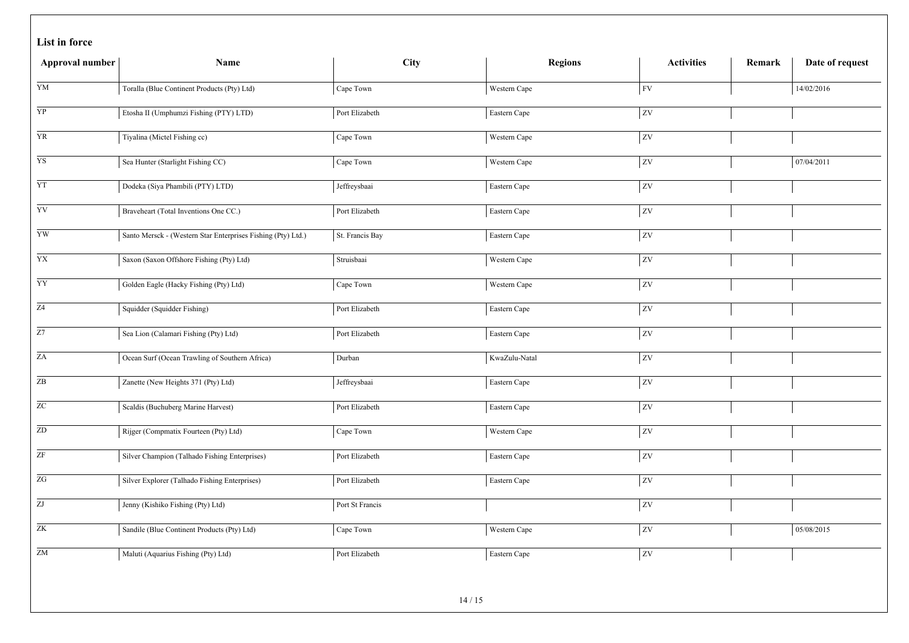**List in force**

| Approval number | Name | City | Regions | Activities | Remark | Date of request |
|---|---|---|---|---|---|---|
| YM | Toralla (Blue Continent Products (Pty) Ltd) | Cape Town | Western Cape | FV | | 14/02/2016 |
| YP | Etosha II (Umphumzi Fishing (PTY) LTD) | Port Elizabeth | Eastern Cape | ZV | | |
| YR | Tiyalina (Mictel Fishing cc) | Cape Town | Western Cape | ZV | | |
| YS | Sea Hunter (Starlight Fishing CC) | Cape Town | Western Cape | ZV | | 07/04/2011 |
| YT | Dodeka (Siya Phambili (PTY) LTD) | Jeffreysbaai | Eastern Cape | ZV | | |
| YV | Braveheart (Total Inventions One CC.) | Port Elizabeth | Eastern Cape | ZV | | |
| YW | Santo Mersck - (Western Star Enterprises Fishing (Pty) Ltd.) | St. Francis Bay | Eastern Cape | ZV | | |
| YX | Saxon (Saxon Offshore Fishing (Pty) Ltd) | Struisbaai | Western Cape | ZV | | |
| YY | Golden Eagle (Hacky Fishing (Pty) Ltd) | Cape Town | Western Cape | ZV | | |
| Z4 | Squidder (Squidder Fishing) | Port Elizabeth | Eastern Cape | ZV | | |
| Z7 | Sea Lion (Calamari Fishing (Pty) Ltd) | Port Elizabeth | Eastern Cape | ZV | | |
| ZA | Ocean Surf (Ocean Trawling of Southern Africa) | Durban | KwaZulu-Natal | ZV | | |
| ZB | Zanette (New Heights 371 (Pty) Ltd) | Jeffreysbaai | Eastern Cape | ZV | | |
| ZC | Scaldis (Buchuberg Marine Harvest) | Port Elizabeth | Eastern Cape | ZV | | |
| ZD | Rijger (Compmatix Fourteen (Pty) Ltd) | Cape Town | Western Cape | ZV | | |
| ZF | Silver Champion (Talhado Fishing Enterprises) | Port Elizabeth | Eastern Cape | ZV | | |
| ZG | Silver Explorer (Talhado Fishing Enterprises) | Port Elizabeth | Eastern Cape | ZV | | |
| ZJ | Jenny (Kishiko Fishing (Pty) Ltd) | Port St Francis | | ZV | | |
| ZK | Sandile (Blue Continent Products (Pty) Ltd) | Cape Town | Western Cape | ZV | | 05/08/2015 |
| ZM | Maluti (Aquarius Fishing (Pty) Ltd) | Port Elizabeth | Eastern Cape | ZV | | |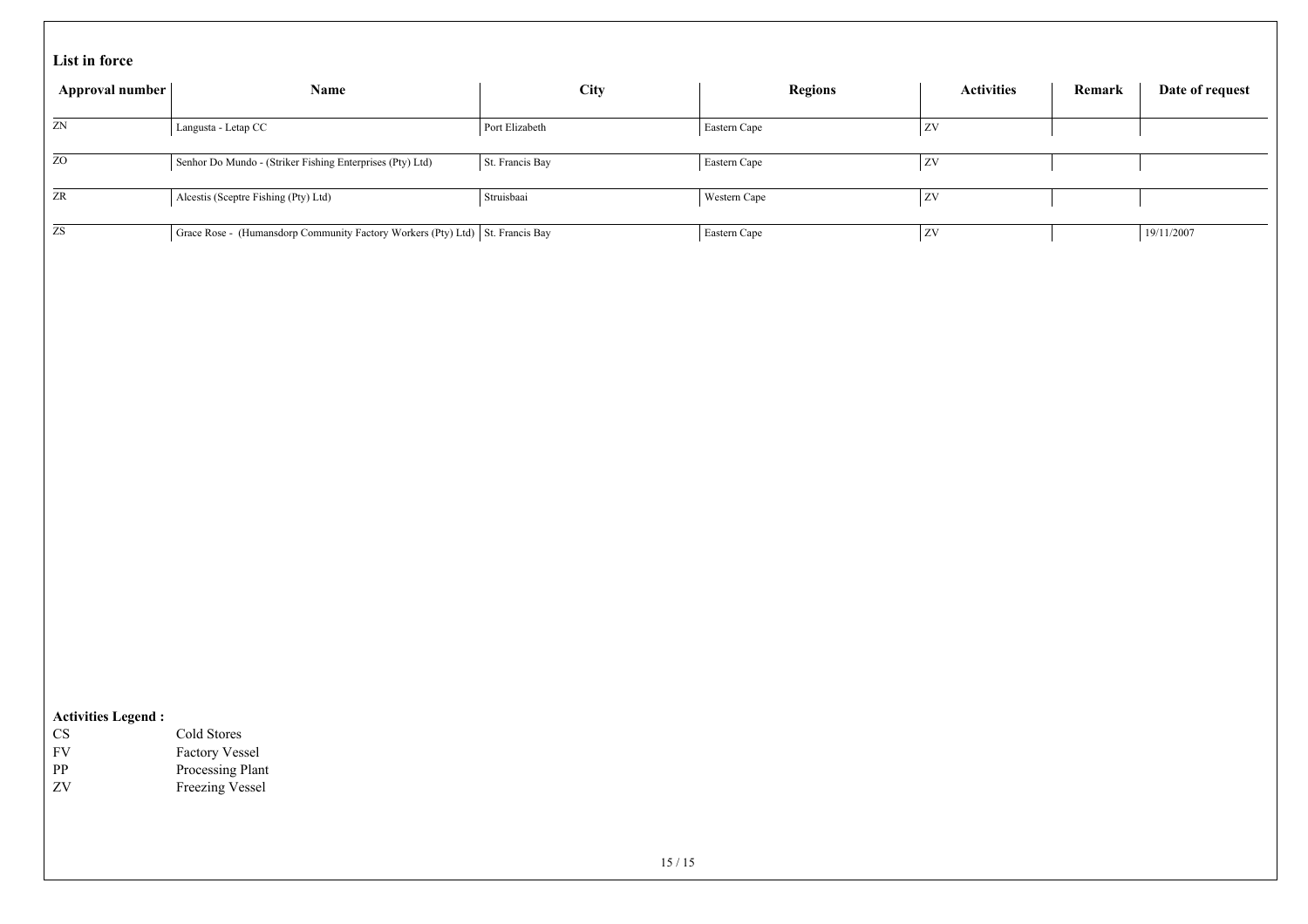**List in force**

| Approval number | Name | City | Regions | Activities | Remark | Date of request |
|---|---|---|---|---|---|---|
| ZN | Langusta - Letap CC | Port Elizabeth | Eastern Cape | ZV | | |
| ZO | Senhor Do Mundo - (Striker Fishing Enterprises (Pty) Ltd) | St. Francis Bay | Eastern Cape | ZV | | |
| ZR | Alcestis (Sceptre Fishing (Pty) Ltd) | Struisbaai | Western Cape | ZV | | |
| ZS | Grace Rose - (Humansdorp Community Factory Workers (Pty) Ltd) | St. Francis Bay | Eastern Cape | ZV | | 19/11/2007 |

**Activities Legend :**

| | |
|---|---|
| CS | Cold Stores |
| FV | Factory Vessel |
| PP | Processing Plant |
| ZV | Freezing Vessel |